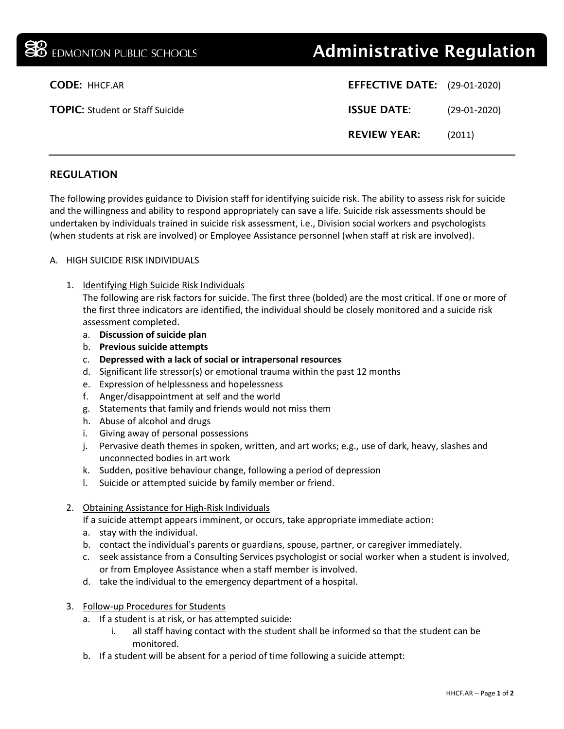# EDMONTON PUBLIC SCHOOLS — Administrative Regulation

**CODE:** HHCF.AR

**TOPIC:** Student or Staff Suicide

**EFFECTIVE DATE:** (29-01-2020)

**ISSUE DATE:** (29-01-2020)

**REVIEW YEAR:** (2011)

## REGULATION

The following provides guidance to Division staff for identifying suicide risk. The ability to assess risk for suicide and the willingness and ability to respond appropriately can save a life. Suicide risk assessments should be undertaken by individuals trained in suicide risk assessment, i.e., Division social workers and psychologists (when students at risk are involved) or Employee Assistance personnel (when staff at risk are involved).

A. HIGH SUICIDE RISK INDIVIDUALS

1. Identifying High Suicide Risk Individuals
   The following are risk factors for suicide. The first three (bolded) are the most critical. If one or more of the first three indicators are identified, the individual should be closely monitored and a suicide risk assessment completed.
   a. **Discussion of suicide plan**
   b. **Previous suicide attempts**
   c. **Depressed with a lack of social or intrapersonal resources**
   d. Significant life stressor(s) or emotional trauma within the past 12 months
   e. Expression of helplessness and hopelessness
   f. Anger/disappointment at self and the world
   g. Statements that family and friends would not miss them
   h. Abuse of alcohol and drugs
   i. Giving away of personal possessions
   j. Pervasive death themes in spoken, written, and art works; e.g., use of dark, heavy, slashes and unconnected bodies in art work
   k. Sudden, positive behaviour change, following a period of depression
   l. Suicide or attempted suicide by family member or friend.

2. Obtaining Assistance for High-Risk Individuals
   If a suicide attempt appears imminent, or occurs, take appropriate immediate action:
   a. stay with the individual.
   b. contact the individual's parents or guardians, spouse, partner, or caregiver immediately.
   c. seek assistance from a Consulting Services psychologist or social worker when a student is involved, or from Employee Assistance when a staff member is involved.
   d. take the individual to the emergency department of a hospital.

3. Follow-up Procedures for Students
   a. If a student is at risk, or has attempted suicide:
      i. all staff having contact with the student shall be informed so that the student can be monitored.
   b. If a student will be absent for a period of time following a suicide attempt: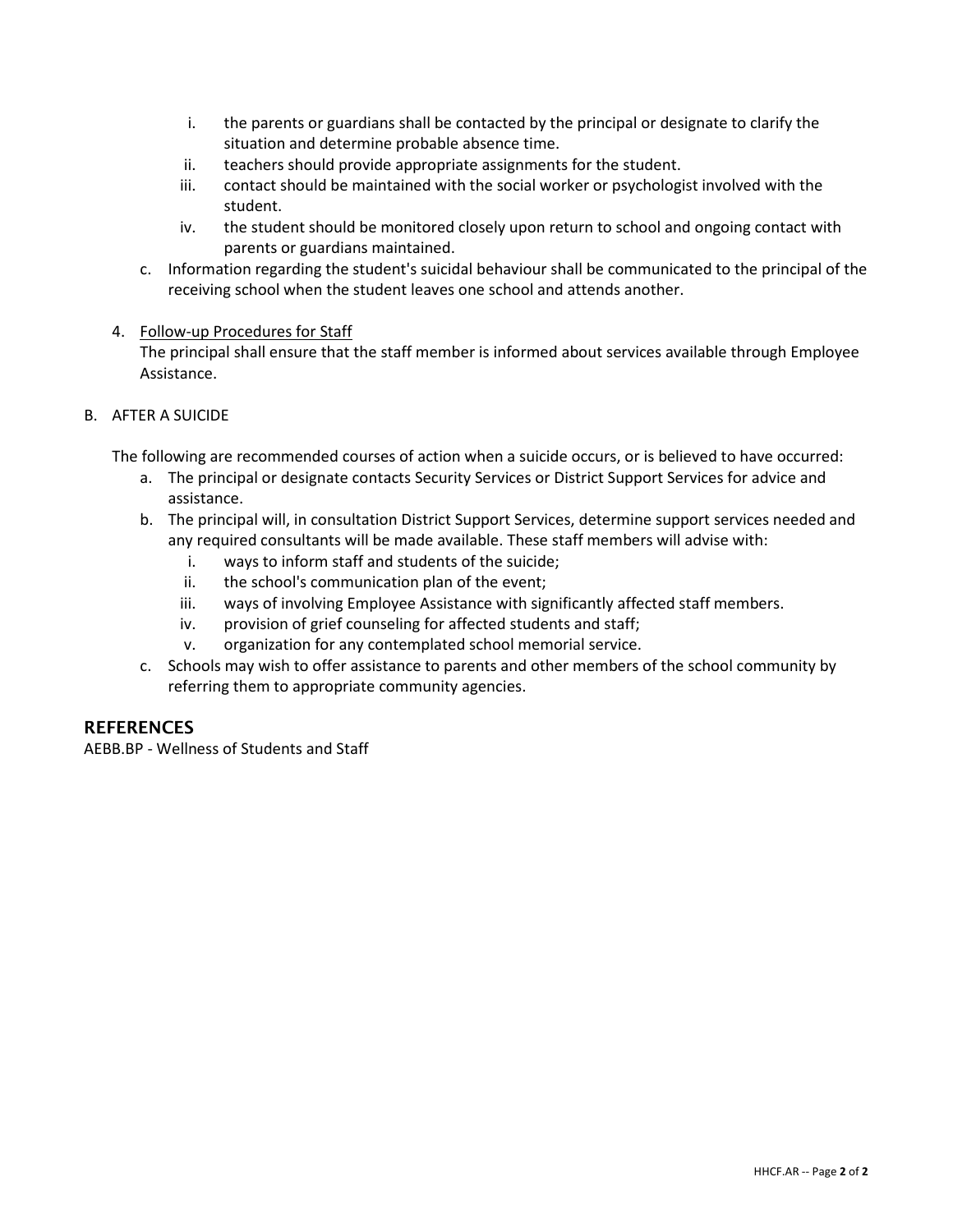i. the parents or guardians shall be contacted by the principal or designate to clarify the situation and determine probable absence time.
   ii. teachers should provide appropriate assignments for the student.
   iii. contact should be maintained with the social worker or psychologist involved with the student.
   iv. the student should be monitored closely upon return to school and ongoing contact with parents or guardians maintained.

c. Information regarding the student's suicidal behaviour shall be communicated to the principal of the receiving school when the student leaves one school and attends another.

4. Follow-up Procedures for Staff
The principal shall ensure that the staff member is informed about services available through Employee Assistance.

B. AFTER A SUICIDE

The following are recommended courses of action when a suicide occurs, or is believed to have occurred:

a. The principal or designate contacts Security Services or District Support Services for advice and assistance.
b. The principal will, in consultation District Support Services, determine support services needed and any required consultants will be made available. These staff members will advise with:
   i. ways to inform staff and students of the suicide;
   ii. the school's communication plan of the event;
   iii. ways of involving Employee Assistance with significantly affected staff members.
   iv. provision of grief counseling for affected students and staff;
   v. organization for any contemplated school memorial service.
c. Schools may wish to offer assistance to parents and other members of the school community by referring them to appropriate community agencies.

## REFERENCES

AEBB.BP - Wellness of Students and Staff